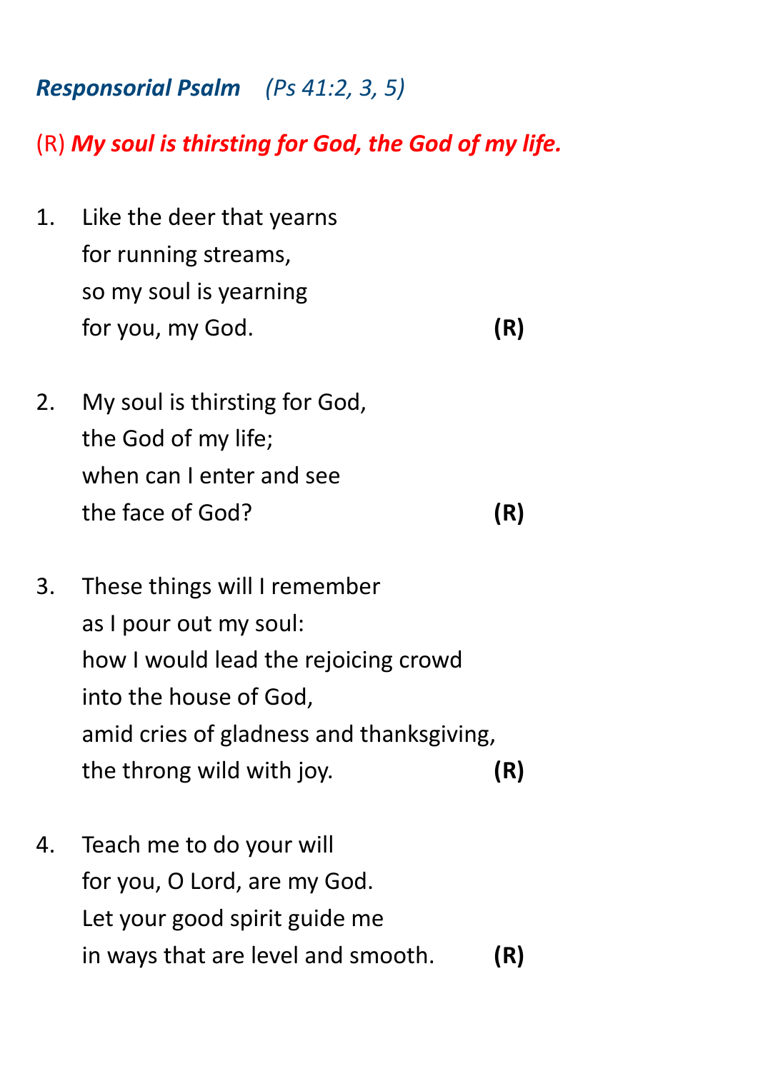***Responsorial Psalm*** *(Ps 41:2, 3, 5)*

(R) ***My soul is thirsting for God, the God of my life.***

1. Like the deer that yearns
   for running streams,
   so my soul is yearning
   for you, my God. **(R)**

2. My soul is thirsting for God,
   the God of my life;
   when can I enter and see
   the face of God? **(R)**

3. These things will I remember
   as I pour out my soul:
   how I would lead the rejoicing crowd
   into the house of God,
   amid cries of gladness and thanksgiving,
   the throng wild with joy. **(R)**

4. Teach me to do your will
   for you, O Lord, are my God.
   Let your good spirit guide me
   in ways that are level and smooth. **(R)**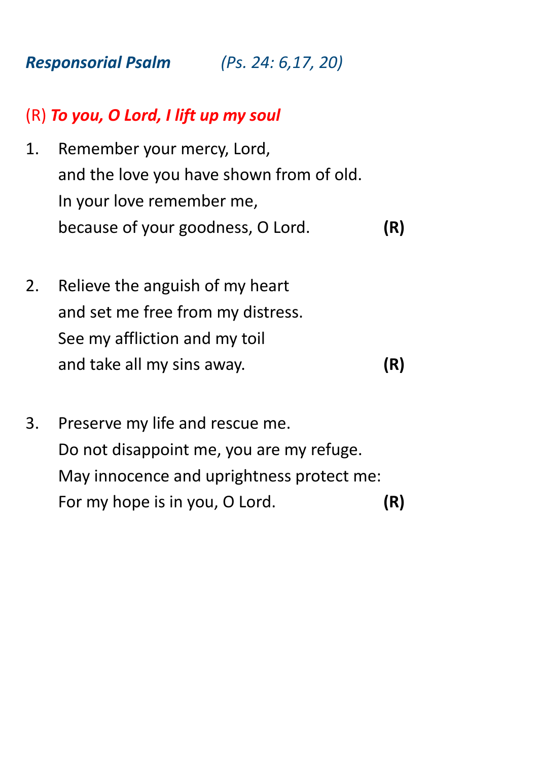***Responsorial Psalm*** *(Ps. 24: 6,17, 20)*

(R) ***To you, O Lord, I lift up my soul***

1. Remember your mercy, Lord,
   and the love you have shown from of old.
   In your love remember me,
   because of your goodness, O Lord. **(R)**

2. Relieve the anguish of my heart
   and set me free from my distress.
   See my affliction and my toil
   and take all my sins away. **(R)**

3. Preserve my life and rescue me.
   Do not disappoint me, you are my refuge.
   May innocence and uprightness protect me:
   For my hope is in you, O Lord. **(R)**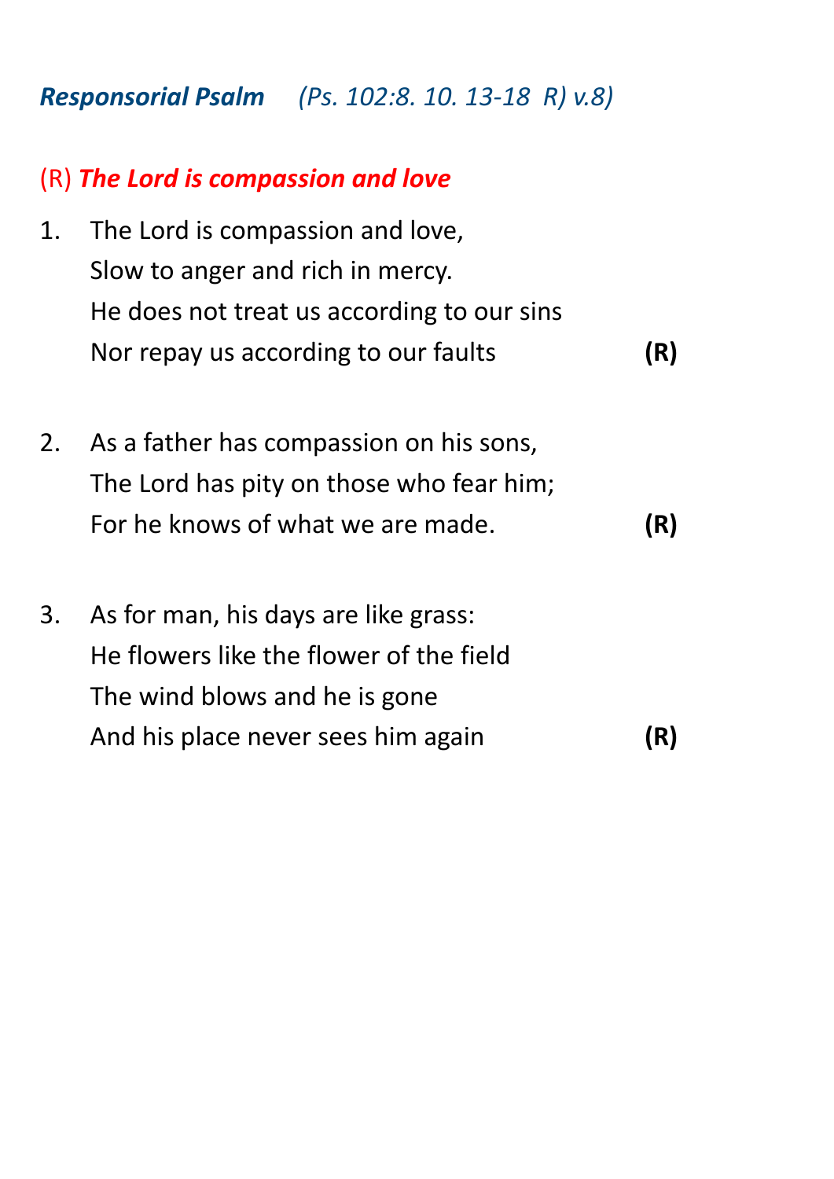***Responsorial Psalm*** *(Ps. 102:8. 10. 13-18 R) v.8)*

(R) ***The Lord is compassion and love***

1. The Lord is compassion and love,
   Slow to anger and rich in mercy.
   He does not treat us according to our sins
   Nor repay us according to our faults **(R)**

2. As a father has compassion on his sons,
   The Lord has pity on those who fear him;
   For he knows of what we are made. **(R)**

3. As for man, his days are like grass:
   He flowers like the flower of the field
   The wind blows and he is gone
   And his place never sees him again **(R)**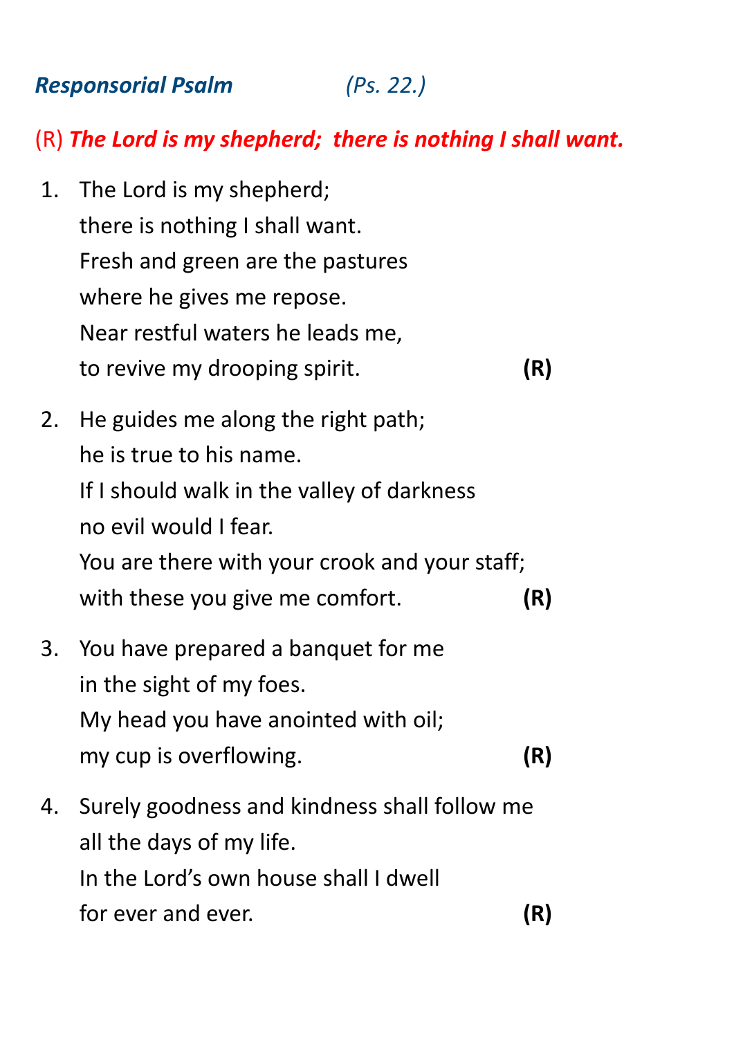***Responsive Psalm*** *(Ps. 22.)*

(R) ***The Lord is my shepherd; there is nothing I shall want.***

1. The Lord is my shepherd;  
   there is nothing I shall want.  
   Fresh and green are the pastures  
   where he gives me repose.  
   Near restful waters he leads me,  
   to revive my drooping spirit. **(R)**

2. He guides me along the right path;  
   he is true to his name.  
   If I should walk in the valley of darkness  
   no evil would I fear.  
   You are there with your crook and your staff;  
   with these you give me comfort. **(R)**

3. You have prepared a banquet for me  
   in the sight of my foes.  
   My head you have anointed with oil;  
   my cup is overflowing. **(R)**

4. Surely goodness and kindness shall follow me  
   all the days of my life.  
   In the Lord's own house shall I dwell  
   for ever and ever. **(R)**